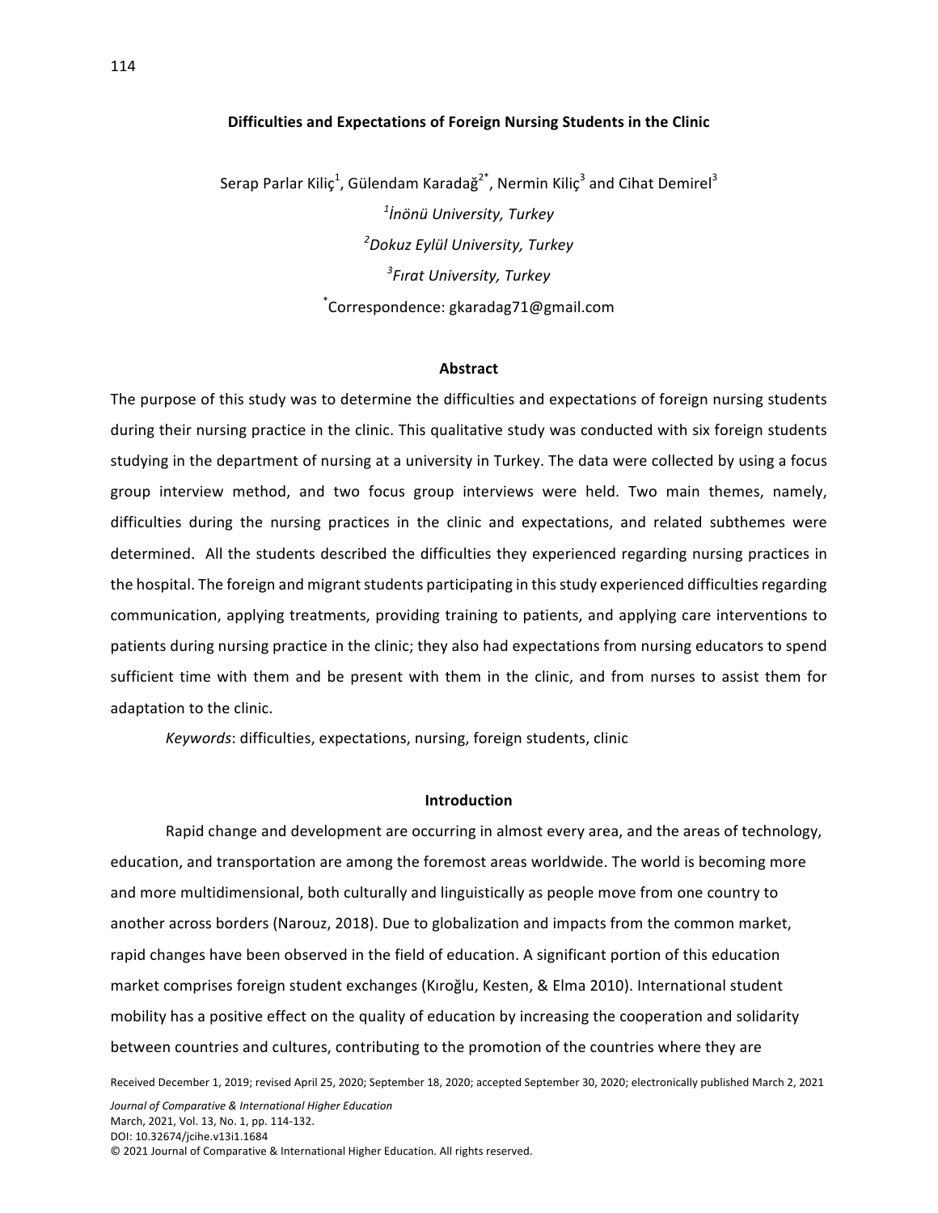# Difficulties and Expectations of Foreign Nursing Students in the Clinic

Serap Parlar Kiliç[1], Gülendam Karadağ[2*], Nermin Kiliç[3] and Cihat Demirel[3]

[1]*İnönü University, Turkey*

[2]*Dokuz Eylül University, Turkey*

[3]*Fırat University, Turkey*

[*]Correspondence: gkaradag71@gmail.com

## Abstract

The purpose of this study was to determine the difficulties and expectations of foreign nursing students during their nursing practice in the clinic. This qualitative study was conducted with six foreign students studying in the department of nursing at a university in Turkey. The data were collected by using a focus group interview method, and two focus group interviews were held. Two main themes, namely, difficulties during the nursing practices in the clinic and expectations, and related subthemes were determined. All the students described the difficulties they experienced regarding nursing practices in the hospital. The foreign and migrant students participating in this study experienced difficulties regarding communication, applying treatments, providing training to patients, and applying care interventions to patients during nursing practice in the clinic; they also had expectations from nursing educators to spend sufficient time with them and be present with them in the clinic, and from nurses to assist them for adaptation to the clinic.

*Keywords*: difficulties, expectations, nursing, foreign students, clinic

## Introduction

Rapid change and development are occurring in almost every area, and the areas of technology, education, and transportation are among the foremost areas worldwide. The world is becoming more and more multidimensional, both culturally and linguistically as people move from one country to another across borders (Narouz, 2018). Due to globalization and impacts from the common market, rapid changes have been observed in the field of education. A significant portion of this education market comprises foreign student exchanges (Kıroğlu, Kesten, & Elma 2010). International student mobility has a positive effect on the quality of education by increasing the cooperation and solidarity between countries and cultures, contributing to the promotion of the countries where they are

Received December 1, 2019; revised April 25, 2020; September 18, 2020; accepted September 30, 2020; electronically published March 2, 2021

DOI: 10.32674/jcihe.v13i1.1684

© 2021 Journal of Comparative & International Higher Education. All rights reserved.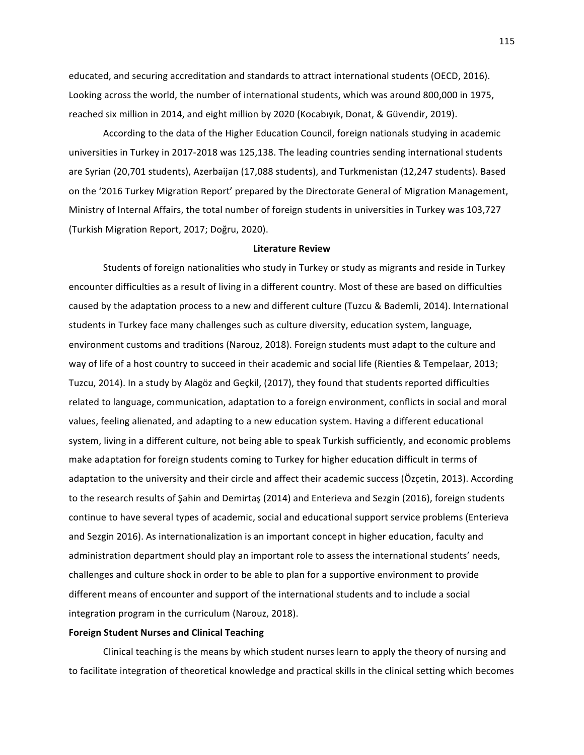educated, and securing accreditation and standards to attract international students (OECD, 2016). Looking across the world, the number of international students, which was around 800,000 in 1975, reached six million in 2014, and eight million by 2020 (Kocabıyık, Donat, & Güvendir, 2019).

According to the data of the Higher Education Council, foreign nationals studying in academic universities in Turkey in 2017-2018 was 125,138. The leading countries sending international students are Syrian (20,701 students), Azerbaijan (17,088 students), and Turkmenistan (12,247 students). Based on the '2016 Turkey Migration Report' prepared by the Directorate General of Migration Management, Ministry of Internal Affairs, the total number of foreign students in universities in Turkey was 103,727 (Turkish Migration Report, 2017; Doğru, 2020).

## Literature Review

Students of foreign nationalities who study in Turkey or study as migrants and reside in Turkey encounter difficulties as a result of living in a different country. Most of these are based on difficulties caused by the adaptation process to a new and different culture (Tuzcu & Bademli, 2014). International students in Turkey face many challenges such as culture diversity, education system, language, environment customs and traditions (Narouz, 2018). Foreign students must adapt to the culture and way of life of a host country to succeed in their academic and social life (Rienties & Tempelaar, 2013; Tuzcu, 2014). In a study by Alagöz and Geçkil, (2017), they found that students reported difficulties related to language, communication, adaptation to a foreign environment, conflicts in social and moral values, feeling alienated, and adapting to a new education system. Having a different educational system, living in a different culture, not being able to speak Turkish sufficiently, and economic problems make adaptation for foreign students coming to Turkey for higher education difficult in terms of adaptation to the university and their circle and affect their academic success (Özçetin, 2013). According to the research results of Şahin and Demirtaş (2014) and Enterieva and Sezgin (2016), foreign students continue to have several types of academic, social and educational support service problems (Enterieva and Sezgin 2016). As internationalization is an important concept in higher education, faculty and administration department should play an important role to assess the international students' needs, challenges and culture shock in order to be able to plan for a supportive environment to provide different means of encounter and support of the international students and to include a social integration program in the curriculum (Narouz, 2018).

### Foreign Student Nurses and Clinical Teaching

Clinical teaching is the means by which student nurses learn to apply the theory of nursing and to facilitate integration of theoretical knowledge and practical skills in the clinical setting which becomes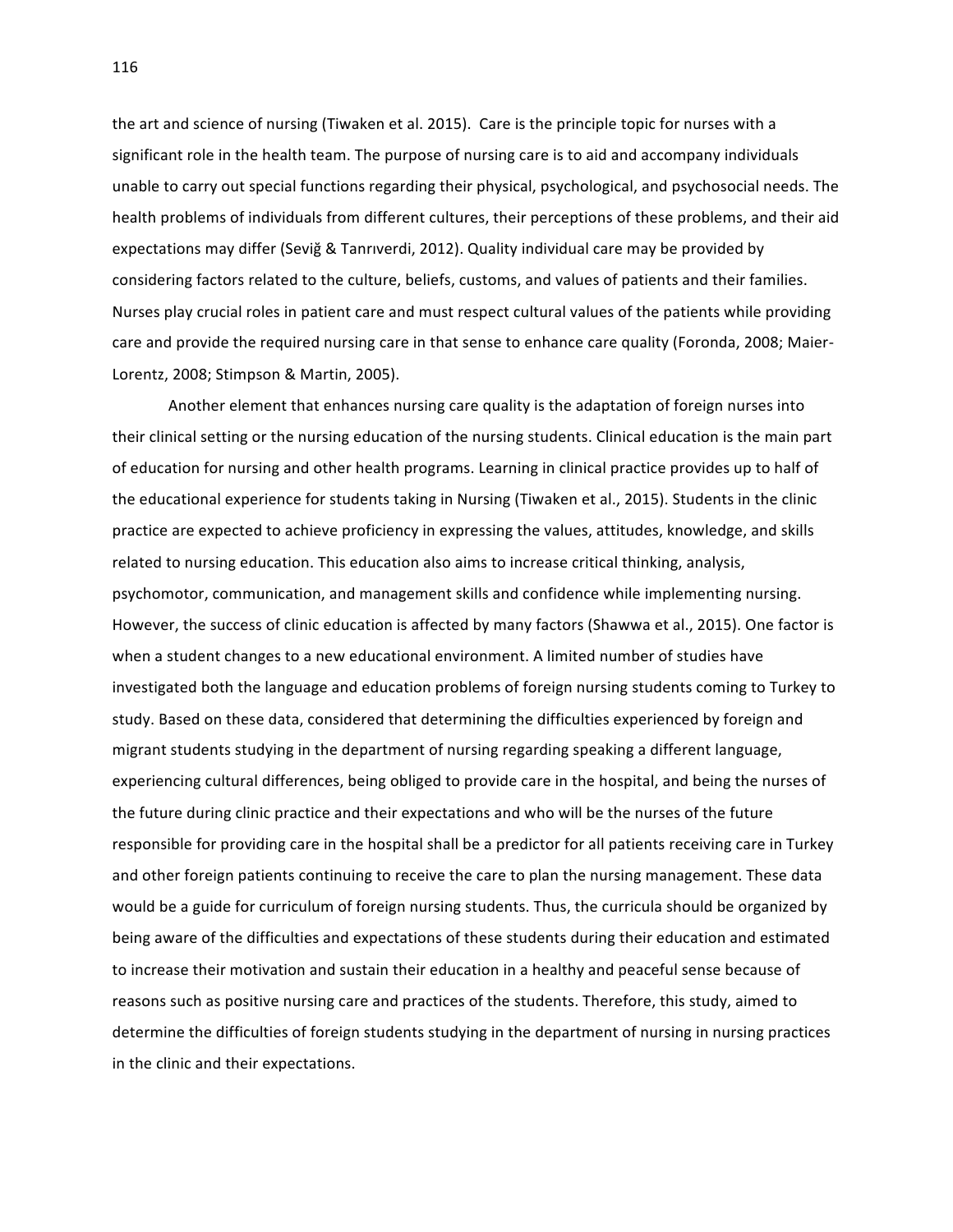the art and science of nursing (Tiwaken et al. 2015). Care is the principle topic for nurses with a significant role in the health team. The purpose of nursing care is to aid and accompany individuals unable to carry out special functions regarding their physical, psychological, and psychosocial needs. The health problems of individuals from different cultures, their perceptions of these problems, and their aid expectations may differ (Seviğ & Tanrıverdi, 2012). Quality individual care may be provided by considering factors related to the culture, beliefs, customs, and values of patients and their families. Nurses play crucial roles in patient care and must respect cultural values of the patients while providing care and provide the required nursing care in that sense to enhance care quality (Foronda, 2008; Maier-Lorentz, 2008; Stimpson & Martin, 2005).

Another element that enhances nursing care quality is the adaptation of foreign nurses into their clinical setting or the nursing education of the nursing students. Clinical education is the main part of education for nursing and other health programs. Learning in clinical practice provides up to half of the educational experience for students taking in Nursing (Tiwaken et al., 2015). Students in the clinic practice are expected to achieve proficiency in expressing the values, attitudes, knowledge, and skills related to nursing education. This education also aims to increase critical thinking, analysis, psychomotor, communication, and management skills and confidence while implementing nursing. However, the success of clinic education is affected by many factors (Shawwa et al., 2015). One factor is when a student changes to a new educational environment. A limited number of studies have investigated both the language and education problems of foreign nursing students coming to Turkey to study. Based on these data, considered that determining the difficulties experienced by foreign and migrant students studying in the department of nursing regarding speaking a different language, experiencing cultural differences, being obliged to provide care in the hospital, and being the nurses of the future during clinic practice and their expectations and who will be the nurses of the future responsible for providing care in the hospital shall be a predictor for all patients receiving care in Turkey and other foreign patients continuing to receive the care to plan the nursing management. These data would be a guide for curriculum of foreign nursing students. Thus, the curricula should be organized by being aware of the difficulties and expectations of these students during their education and estimated to increase their motivation and sustain their education in a healthy and peaceful sense because of reasons such as positive nursing care and practices of the students. Therefore, this study, aimed to determine the difficulties of foreign students studying in the department of nursing in nursing practices in the clinic and their expectations.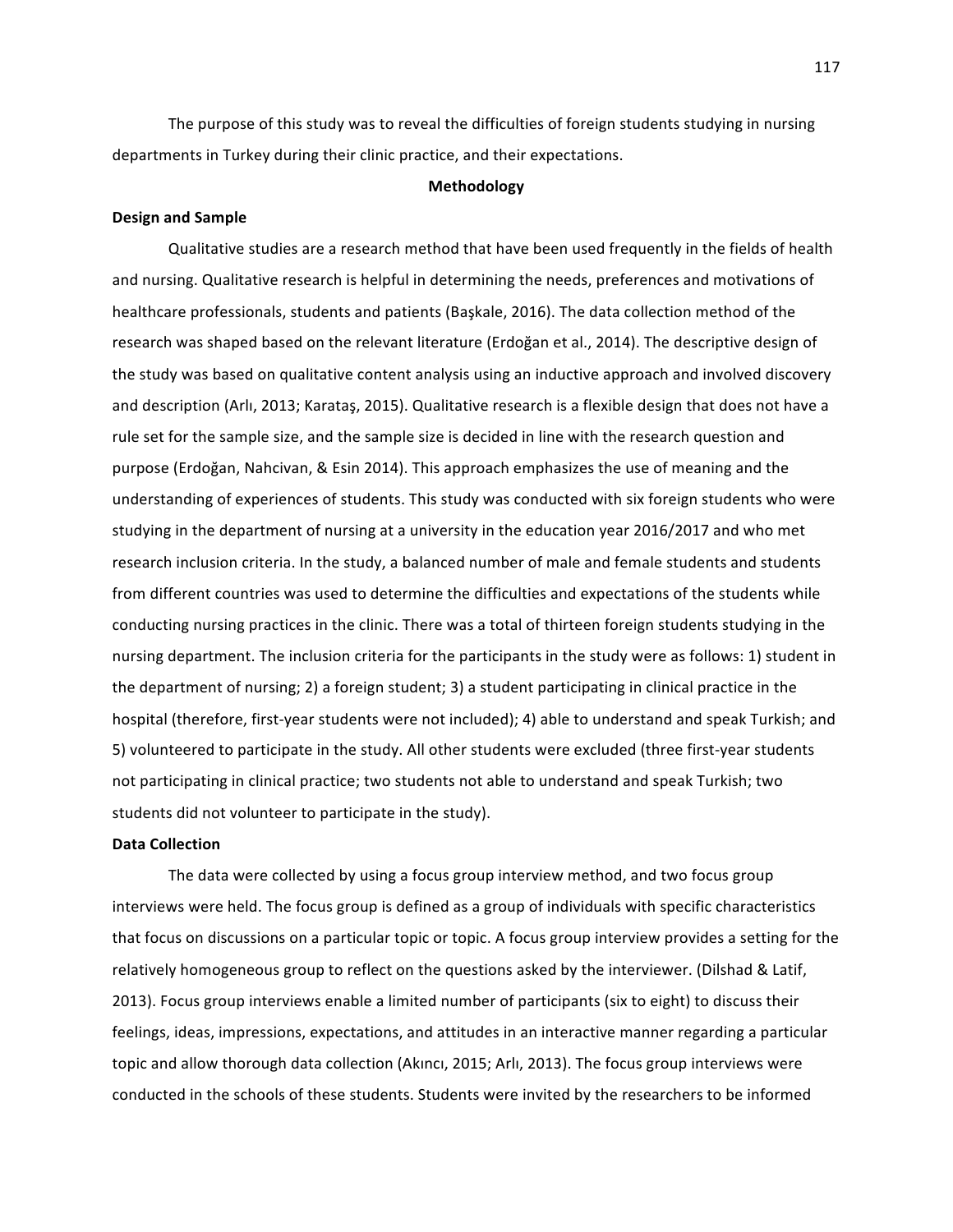The purpose of this study was to reveal the difficulties of foreign students studying in nursing departments in Turkey during their clinic practice, and their expectations.

## Methodology

### Design and Sample

Qualitative studies are a research method that have been used frequently in the fields of health and nursing. Qualitative research is helpful in determining the needs, preferences and motivations of healthcare professionals, students and patients (Başkale, 2016). The data collection method of the research was shaped based on the relevant literature (Erdoğan et al., 2014). The descriptive design of the study was based on qualitative content analysis using an inductive approach and involved discovery and description (Arlı, 2013; Karataş, 2015). Qualitative research is a flexible design that does not have a rule set for the sample size, and the sample size is decided in line with the research question and purpose (Erdoğan, Nahcivan, & Esin 2014). This approach emphasizes the use of meaning and the understanding of experiences of students. This study was conducted with six foreign students who were studying in the department of nursing at a university in the education year 2016/2017 and who met research inclusion criteria. In the study, a balanced number of male and female students and students from different countries was used to determine the difficulties and expectations of the students while conducting nursing practices in the clinic. There was a total of thirteen foreign students studying in the nursing department. The inclusion criteria for the participants in the study were as follows: 1) student in the department of nursing; 2) a foreign student; 3) a student participating in clinical practice in the hospital (therefore, first-year students were not included); 4) able to understand and speak Turkish; and 5) volunteered to participate in the study. All other students were excluded (three first-year students not participating in clinical practice; two students not able to understand and speak Turkish; two students did not volunteer to participate in the study).

### Data Collection

The data were collected by using a focus group interview method, and two focus group interviews were held. The focus group is defined as a group of individuals with specific characteristics that focus on discussions on a particular topic or topic. A focus group interview provides a setting for the relatively homogeneous group to reflect on the questions asked by the interviewer. (Dilshad & Latif, 2013). Focus group interviews enable a limited number of participants (six to eight) to discuss their feelings, ideas, impressions, expectations, and attitudes in an interactive manner regarding a particular topic and allow thorough data collection (Akıncı, 2015; Arlı, 2013). The focus group interviews were conducted in the schools of these students. Students were invited by the researchers to be informed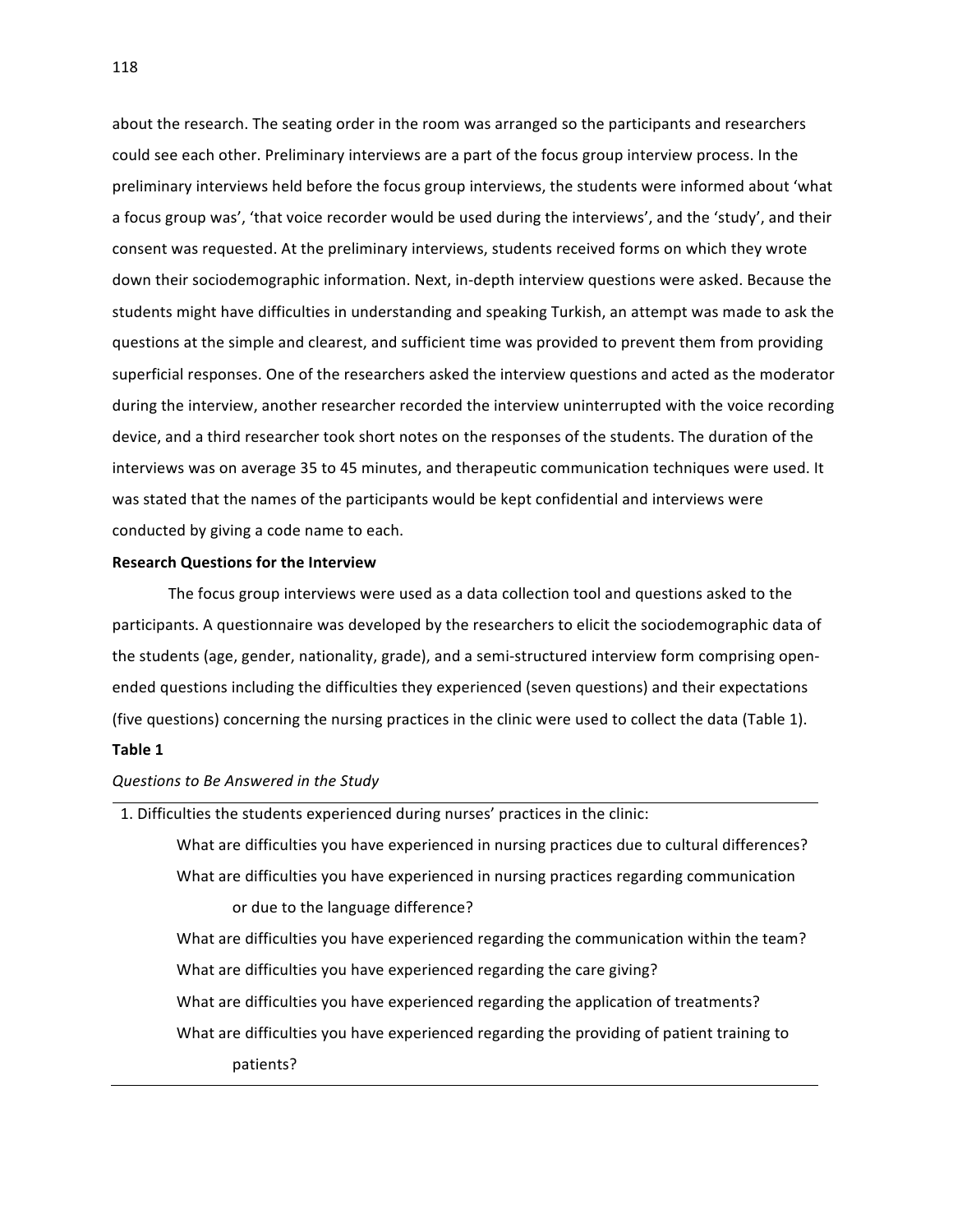about the research. The seating order in the room was arranged so the participants and researchers could see each other. Preliminary interviews are a part of the focus group interview process. In the preliminary interviews held before the focus group interviews, the students were informed about 'what a focus group was', 'that voice recorder would be used during the interviews', and the 'study', and their consent was requested. At the preliminary interviews, students received forms on which they wrote down their sociodemographic information. Next, in-depth interview questions were asked. Because the students might have difficulties in understanding and speaking Turkish, an attempt was made to ask the questions at the simple and clearest, and sufficient time was provided to prevent them from providing superficial responses. One of the researchers asked the interview questions and acted as the moderator during the interview, another researcher recorded the interview uninterrupted with the voice recording device, and a third researcher took short notes on the responses of the students. The duration of the interviews was on average 35 to 45 minutes, and therapeutic communication techniques were used. It was stated that the names of the participants would be kept confidential and interviews were conducted by giving a code name to each.

**Research Questions for the Interview**

The focus group interviews were used as a data collection tool and questions asked to the participants. A questionnaire was developed by the researchers to elicit the sociodemographic data of the students (age, gender, nationality, grade), and a semi-structured interview form comprising open-ended questions including the difficulties they experienced (seven questions) and their expectations (five questions) concerning the nursing practices in the clinic were used to collect the data (Table 1).

**Table 1**

*Questions to Be Answered in the Study*

| |
|---|
| 1. Difficulties the students experienced during nurses' practices in the clinic: |
| What are difficulties you have experienced in nursing practices due to cultural differences? |
| What are difficulties you have experienced in nursing practices regarding communication or due to the language difference? |
| What are difficulties you have experienced regarding the communication within the team? |
| What are difficulties you have experienced regarding the care giving? |
| What are difficulties you have experienced regarding the application of treatments? |
| What are difficulties you have experienced regarding the providing of patient training to patients? |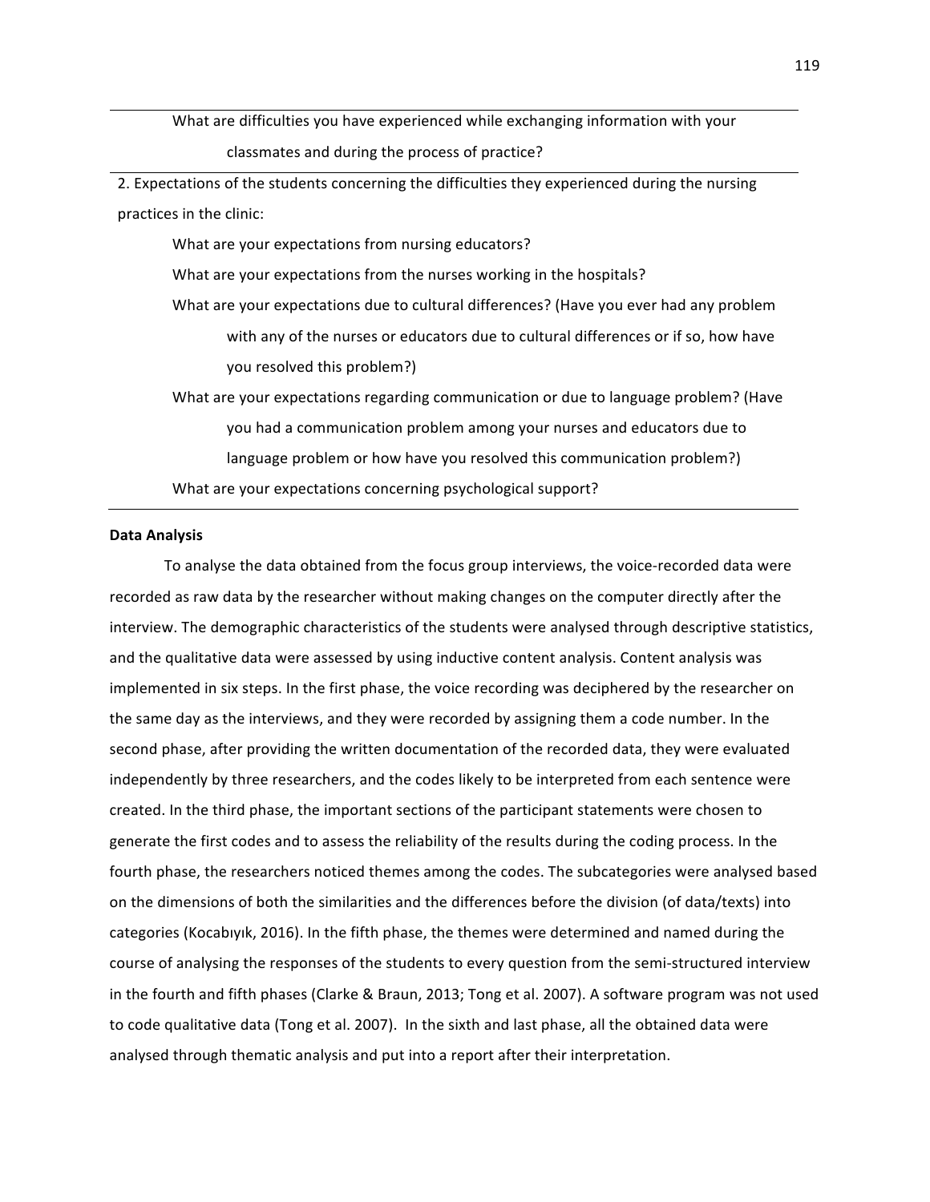What are difficulties you have experienced while exchanging information with your classmates and during the process of practice?

2. Expectations of the students concerning the difficulties they experienced during the nursing practices in the clinic:

What are your expectations from nursing educators?

What are your expectations from the nurses working in the hospitals?

What are your expectations due to cultural differences? (Have you ever had any problem with any of the nurses or educators due to cultural differences or if so, how have you resolved this problem?)

What are your expectations regarding communication or due to language problem? (Have you had a communication problem among your nurses and educators due to language problem or how have you resolved this communication problem?)

What are your expectations concerning psychological support?

**Data Analysis**

To analyse the data obtained from the focus group interviews, the voice-recorded data were recorded as raw data by the researcher without making changes on the computer directly after the interview. The demographic characteristics of the students were analysed through descriptive statistics, and the qualitative data were assessed by using inductive content analysis. Content analysis was implemented in six steps. In the first phase, the voice recording was deciphered by the researcher on the same day as the interviews, and they were recorded by assigning them a code number. In the second phase, after providing the written documentation of the recorded data, they were evaluated independently by three researchers, and the codes likely to be interpreted from each sentence were created. In the third phase, the important sections of the participant statements were chosen to generate the first codes and to assess the reliability of the results during the coding process. In the fourth phase, the researchers noticed themes among the codes. The subcategories were analysed based on the dimensions of both the similarities and the differences before the division (of data/texts) into categories (Kocabıyık, 2016). In the fifth phase, the themes were determined and named during the course of analysing the responses of the students to every question from the semi-structured interview in the fourth and fifth phases (Clarke & Braun, 2013; Tong et al. 2007). A software program was not used to code qualitative data (Tong et al. 2007). In the sixth and last phase, all the obtained data were analysed through thematic analysis and put into a report after their interpretation.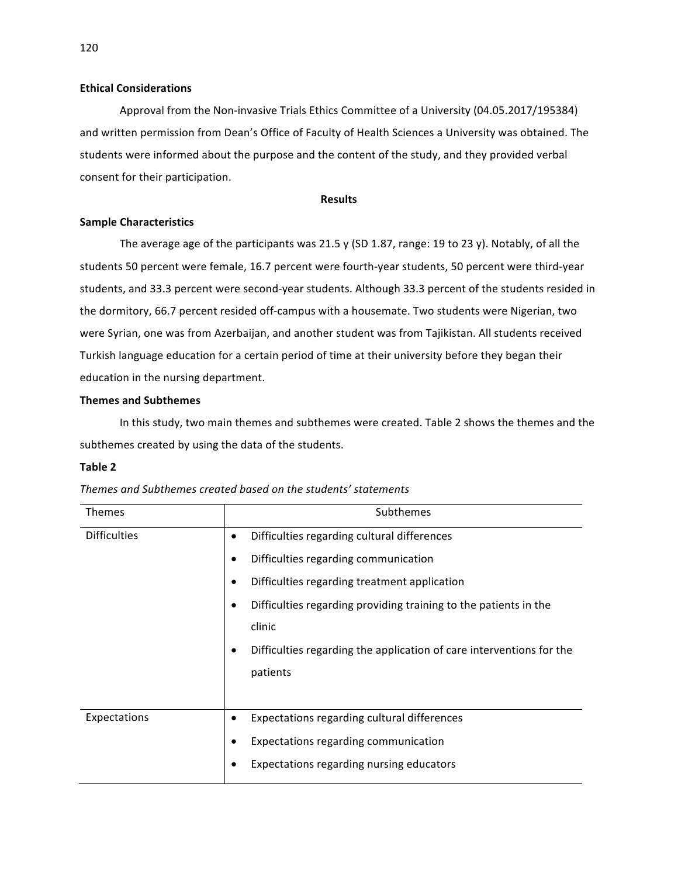### Ethical Considerations

Approval from the Non-invasive Trials Ethics Committee of a University (04.05.2017/195384) and written permission from Dean's Office of Faculty of Health Sciences a University was obtained. The students were informed about the purpose and the content of the study, and they provided verbal consent for their participation.

## Results

### Sample Characteristics

The average age of the participants was 21.5 y (SD 1.87, range: 19 to 23 y). Notably, of all the students 50 percent were female, 16.7 percent were fourth-year students, 50 percent were third-year students, and 33.3 percent were second-year students. Although 33.3 percent of the students resided in the dormitory, 66.7 percent resided off-campus with a housemate. Two students were Nigerian, two were Syrian, one was from Azerbaijan, and another student was from Tajikistan. All students received Turkish language education for a certain period of time at their university before they began their education in the nursing department.

### Themes and Subthemes

In this study, two main themes and subthemes were created. Table 2 shows the themes and the subthemes created by using the data of the students.

**Table 2**

*Themes and Subthemes created based on the students' statements*

| Themes | Subthemes |
|---|---|
| Difficulties | • Difficulties regarding cultural differences<br>• Difficulties regarding communication<br>• Difficulties regarding treatment application<br>• Difficulties regarding providing training to the patients in the clinic<br>• Difficulties regarding the application of care interventions for the patients |
| Expectations | • Expectations regarding cultural differences<br>• Expectations regarding communication<br>• Expectations regarding nursing educators |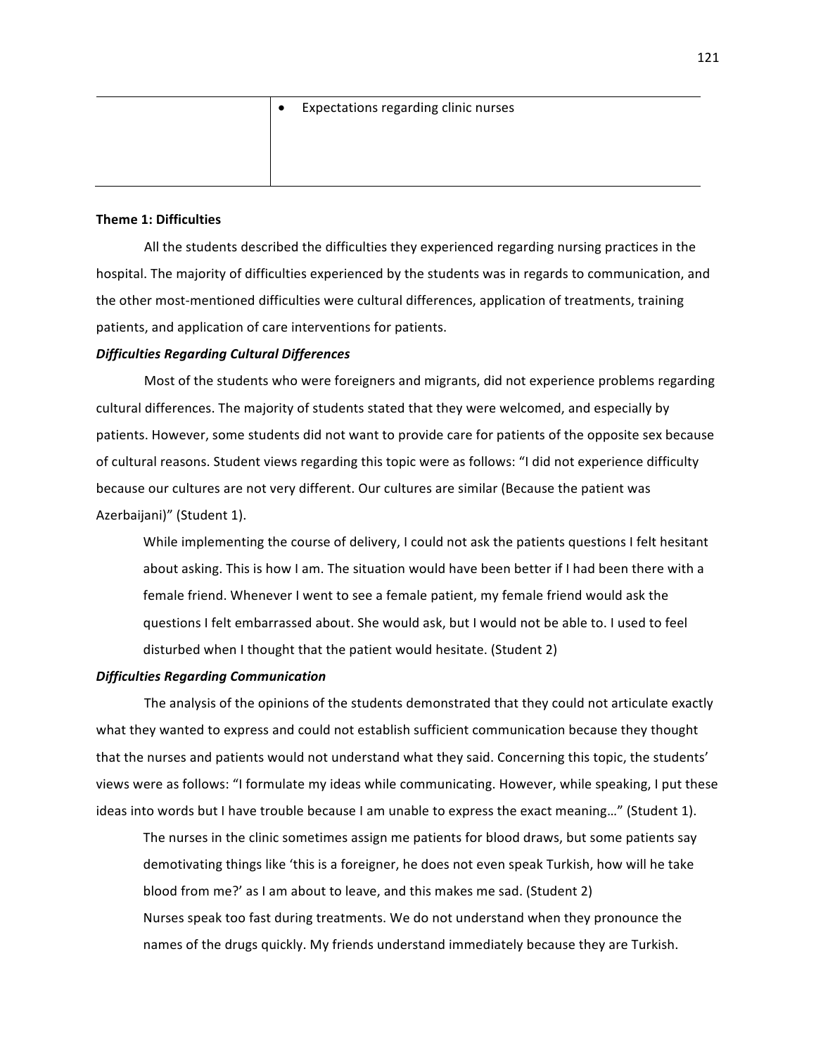| | • Expectations regarding clinic nurses |
|---|---|

**Theme 1: Difficulties**

All the students described the difficulties they experienced regarding nursing practices in the hospital. The majority of difficulties experienced by the students was in regards to communication, and the other most-mentioned difficulties were cultural differences, application of treatments, training patients, and application of care interventions for patients.

***Difficulties Regarding Cultural Differences***

Most of the students who were foreigners and migrants, did not experience problems regarding cultural differences. The majority of students stated that they were welcomed, and especially by patients. However, some students did not want to provide care for patients of the opposite sex because of cultural reasons. Student views regarding this topic were as follows: "I did not experience difficulty because our cultures are not very different. Our cultures are similar (Because the patient was Azerbaijani)" (Student 1).

> While implementing the course of delivery, I could not ask the patients questions I felt hesitant about asking. This is how I am. The situation would have been better if I had been there with a female friend. Whenever I went to see a female patient, my female friend would ask the questions I felt embarrassed about. She would ask, but I would not be able to. I used to feel disturbed when I thought that the patient would hesitate. (Student 2)

***Difficulties Regarding Communication***

The analysis of the opinions of the students demonstrated that they could not articulate exactly what they wanted to express and could not establish sufficient communication because they thought that the nurses and patients would not understand what they said. Concerning this topic, the students' views were as follows: "I formulate my ideas while communicating. However, while speaking, I put these ideas into words but I have trouble because I am unable to express the exact meaning…" (Student 1).

> The nurses in the clinic sometimes assign me patients for blood draws, but some patients say demotivating things like 'this is a foreigner, he does not even speak Turkish, how will he take blood from me?' as I am about to leave, and this makes me sad. (Student 2)

> Nurses speak too fast during treatments. We do not understand when they pronounce the names of the drugs quickly. My friends understand immediately because they are Turkish.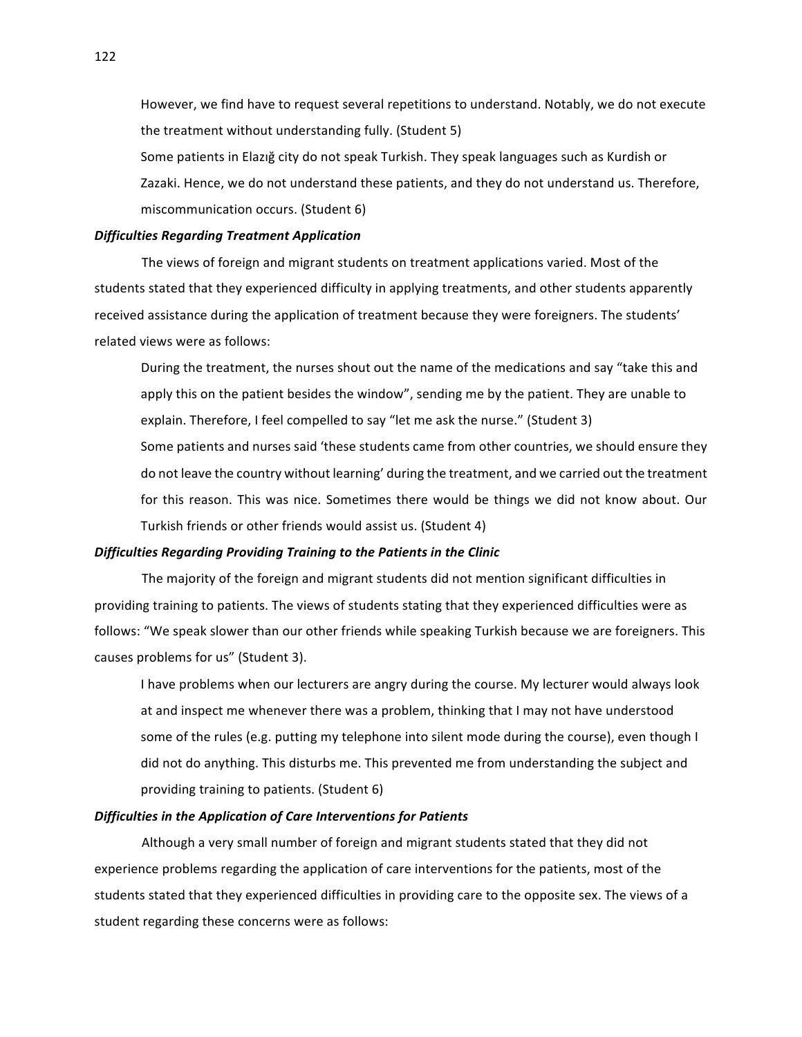> However, we find have to request several repetitions to understand. Notably, we do not execute the treatment without understanding fully. (Student 5)
>
> Some patients in Elazığ city do not speak Turkish. They speak languages such as Kurdish or Zazaki. Hence, we do not understand these patients, and they do not understand us. Therefore, miscommunication occurs. (Student 6)

***Difficulties Regarding Treatment Application***

The views of foreign and migrant students on treatment applications varied. Most of the students stated that they experienced difficulty in applying treatments, and other students apparently received assistance during the application of treatment because they were foreigners. The students' related views were as follows:

> During the treatment, the nurses shout out the name of the medications and say "take this and apply this on the patient besides the window", sending me by the patient. They are unable to explain. Therefore, I feel compelled to say "let me ask the nurse." (Student 3)
>
> Some patients and nurses said 'these students came from other countries, we should ensure they do not leave the country without learning' during the treatment, and we carried out the treatment for this reason. This was nice. Sometimes there would be things we did not know about. Our Turkish friends or other friends would assist us. (Student 4)

***Difficulties Regarding Providing Training to the Patients in the Clinic***

The majority of the foreign and migrant students did not mention significant difficulties in providing training to patients. The views of students stating that they experienced difficulties were as follows: "We speak slower than our other friends while speaking Turkish because we are foreigners. This causes problems for us" (Student 3).

> I have problems when our lecturers are angry during the course. My lecturer would always look at and inspect me whenever there was a problem, thinking that I may not have understood some of the rules (e.g. putting my telephone into silent mode during the course), even though I did not do anything. This disturbs me. This prevented me from understanding the subject and providing training to patients. (Student 6)

***Difficulties in the Application of Care Interventions for Patients***

Although a very small number of foreign and migrant students stated that they did not experience problems regarding the application of care interventions for the patients, most of the students stated that they experienced difficulties in providing care to the opposite sex. The views of a student regarding these concerns were as follows: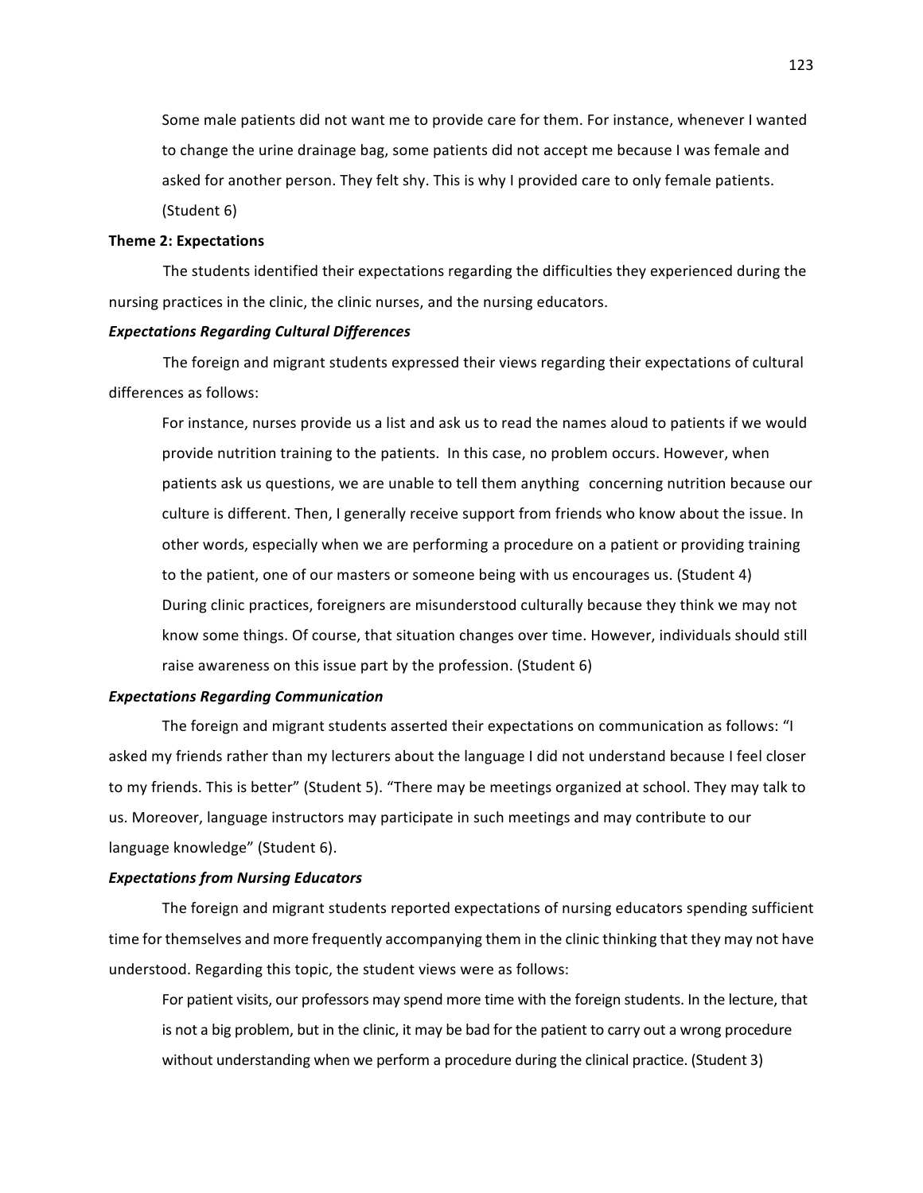Some male patients did not want me to provide care for them. For instance, whenever I wanted to change the urine drainage bag, some patients did not accept me because I was female and asked for another person. They felt shy. This is why I provided care to only female patients. (Student 6)

**Theme 2: Expectations**

The students identified their expectations regarding the difficulties they experienced during the nursing practices in the clinic, the clinic nurses, and the nursing educators.

***Expectations Regarding Cultural Differences***

The foreign and migrant students expressed their views regarding their expectations of cultural differences as follows:

> For instance, nurses provide us a list and ask us to read the names aloud to patients if we would provide nutrition training to the patients. In this case, no problem occurs. However, when patients ask us questions, we are unable to tell them anything concerning nutrition because our culture is different. Then, I generally receive support from friends who know about the issue. In other words, especially when we are performing a procedure on a patient or providing training to the patient, one of our masters or someone being with us encourages us. (Student 4)
>
> During clinic practices, foreigners are misunderstood culturally because they think we may not know some things. Of course, that situation changes over time. However, individuals should still raise awareness on this issue part by the profession. (Student 6)

***Expectations Regarding Communication***

The foreign and migrant students asserted their expectations on communication as follows: "I asked my friends rather than my lecturers about the language I did not understand because I feel closer to my friends. This is better" (Student 5). "There may be meetings organized at school. They may talk to us. Moreover, language instructors may participate in such meetings and may contribute to our language knowledge" (Student 6).

***Expectations from Nursing Educators***

The foreign and migrant students reported expectations of nursing educators spending sufficient time for themselves and more frequently accompanying them in the clinic thinking that they may not have understood. Regarding this topic, the student views were as follows:

> For patient visits, our professors may spend more time with the foreign students. In the lecture, that is not a big problem, but in the clinic, it may be bad for the patient to carry out a wrong procedure without understanding when we perform a procedure during the clinical practice. (Student 3)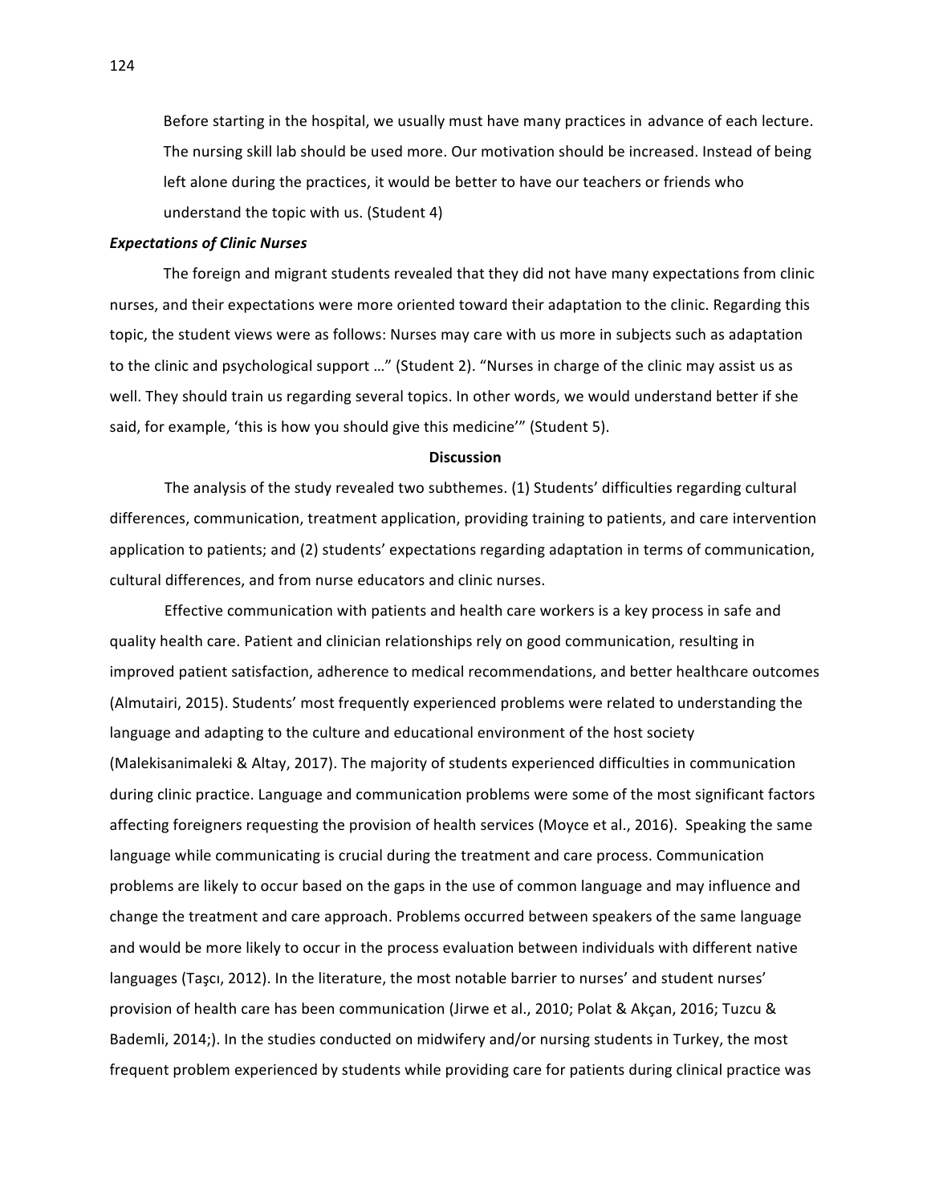Before starting in the hospital, we usually must have many practices in advance of each lecture. The nursing skill lab should be used more. Our motivation should be increased. Instead of being left alone during the practices, it would be better to have our teachers or friends who understand the topic with us. (Student 4)

***Expectations of Clinic Nurses***

The foreign and migrant students revealed that they did not have many expectations from clinic nurses, and their expectations were more oriented toward their adaptation to the clinic. Regarding this topic, the student views were as follows: Nurses may care with us more in subjects such as adaptation to the clinic and psychological support …" (Student 2). "Nurses in charge of the clinic may assist us as well. They should train us regarding several topics. In other words, we would understand better if she said, for example, 'this is how you should give this medicine'" (Student 5).

**Discussion**

The analysis of the study revealed two subthemes. (1) Students' difficulties regarding cultural differences, communication, treatment application, providing training to patients, and care intervention application to patients; and (2) students' expectations regarding adaptation in terms of communication, cultural differences, and from nurse educators and clinic nurses.

Effective communication with patients and health care workers is a key process in safe and quality health care. Patient and clinician relationships rely on good communication, resulting in improved patient satisfaction, adherence to medical recommendations, and better healthcare outcomes (Almutairi, 2015). Students' most frequently experienced problems were related to understanding the language and adapting to the culture and educational environment of the host society (Malekisanimaleki & Altay, 2017). The majority of students experienced difficulties in communication during clinic practice. Language and communication problems were some of the most significant factors affecting foreigners requesting the provision of health services (Moyce et al., 2016). Speaking the same language while communicating is crucial during the treatment and care process. Communication problems are likely to occur based on the gaps in the use of common language and may influence and change the treatment and care approach. Problems occurred between speakers of the same language and would be more likely to occur in the process evaluation between individuals with different native languages (Taşcı, 2012). In the literature, the most notable barrier to nurses' and student nurses' provision of health care has been communication (Jirwe et al., 2010; Polat & Akçan, 2016; Tuzcu & Bademli, 2014;). In the studies conducted on midwifery and/or nursing students in Turkey, the most frequent problem experienced by students while providing care for patients during clinical practice was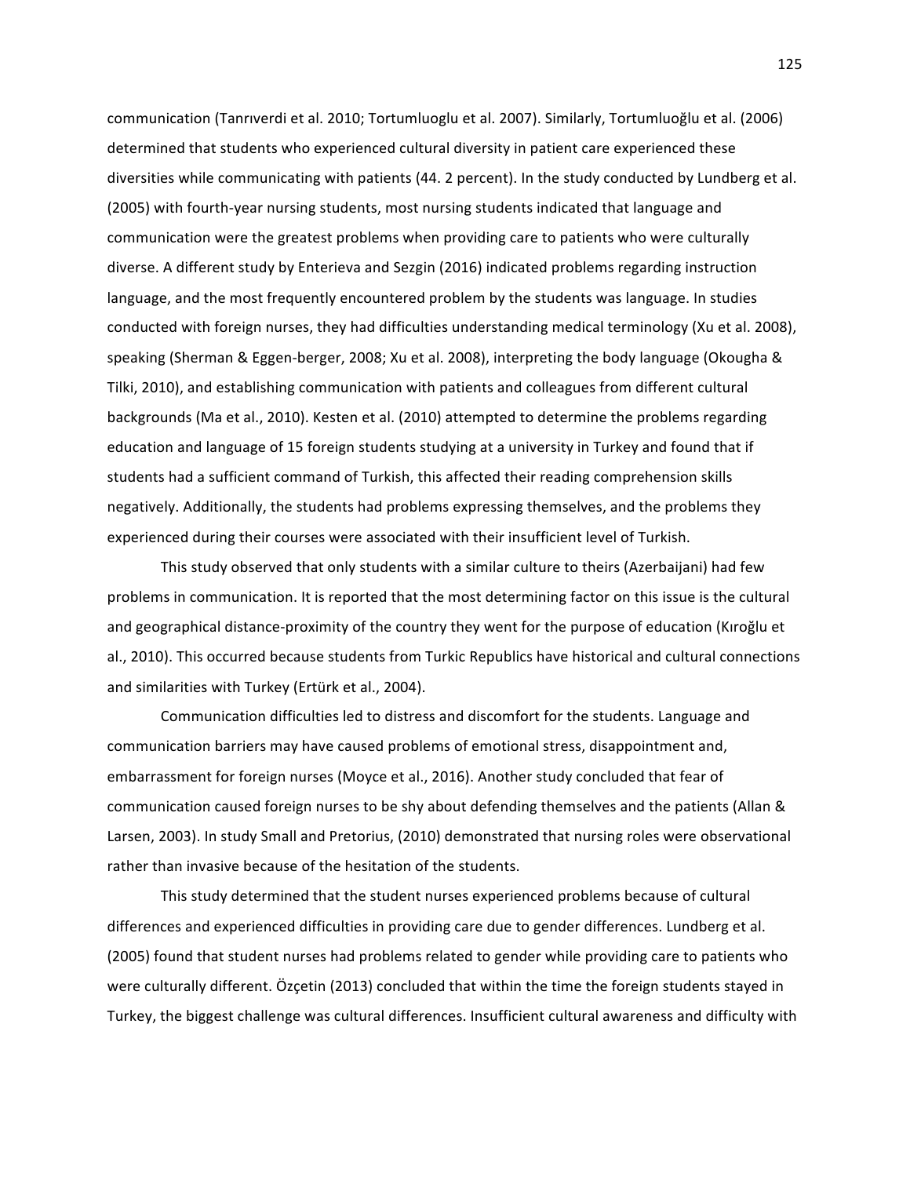communication (Tanrıverdi et al. 2010; Tortumluoglu et al. 2007). Similarly, Tortumluoğlu et al. (2006) determined that students who experienced cultural diversity in patient care experienced these diversities while communicating with patients (44. 2 percent). In the study conducted by Lundberg et al. (2005) with fourth-year nursing students, most nursing students indicated that language and communication were the greatest problems when providing care to patients who were culturally diverse. A different study by Enterieva and Sezgin (2016) indicated problems regarding instruction language, and the most frequently encountered problem by the students was language. In studies conducted with foreign nurses, they had difficulties understanding medical terminology (Xu et al. 2008), speaking (Sherman & Eggen-berger, 2008; Xu et al. 2008), interpreting the body language (Okougha & Tilki, 2010), and establishing communication with patients and colleagues from different cultural backgrounds (Ma et al., 2010). Kesten et al. (2010) attempted to determine the problems regarding education and language of 15 foreign students studying at a university in Turkey and found that if students had a sufficient command of Turkish, this affected their reading comprehension skills negatively. Additionally, the students had problems expressing themselves, and the problems they experienced during their courses were associated with their insufficient level of Turkish.

This study observed that only students with a similar culture to theirs (Azerbaijani) had few problems in communication. It is reported that the most determining factor on this issue is the cultural and geographical distance-proximity of the country they went for the purpose of education (Kıroğlu et al., 2010). This occurred because students from Turkic Republics have historical and cultural connections and similarities with Turkey (Ertürk et al., 2004).

Communication difficulties led to distress and discomfort for the students. Language and communication barriers may have caused problems of emotional stress, disappointment and, embarrassment for foreign nurses (Moyce et al., 2016). Another study concluded that fear of communication caused foreign nurses to be shy about defending themselves and the patients (Allan & Larsen, 2003). In study Small and Pretorius, (2010) demonstrated that nursing roles were observational rather than invasive because of the hesitation of the students.

This study determined that the student nurses experienced problems because of cultural differences and experienced difficulties in providing care due to gender differences. Lundberg et al. (2005) found that student nurses had problems related to gender while providing care to patients who were culturally different. Özçetin (2013) concluded that within the time the foreign students stayed in Turkey, the biggest challenge was cultural differences. Insufficient cultural awareness and difficulty with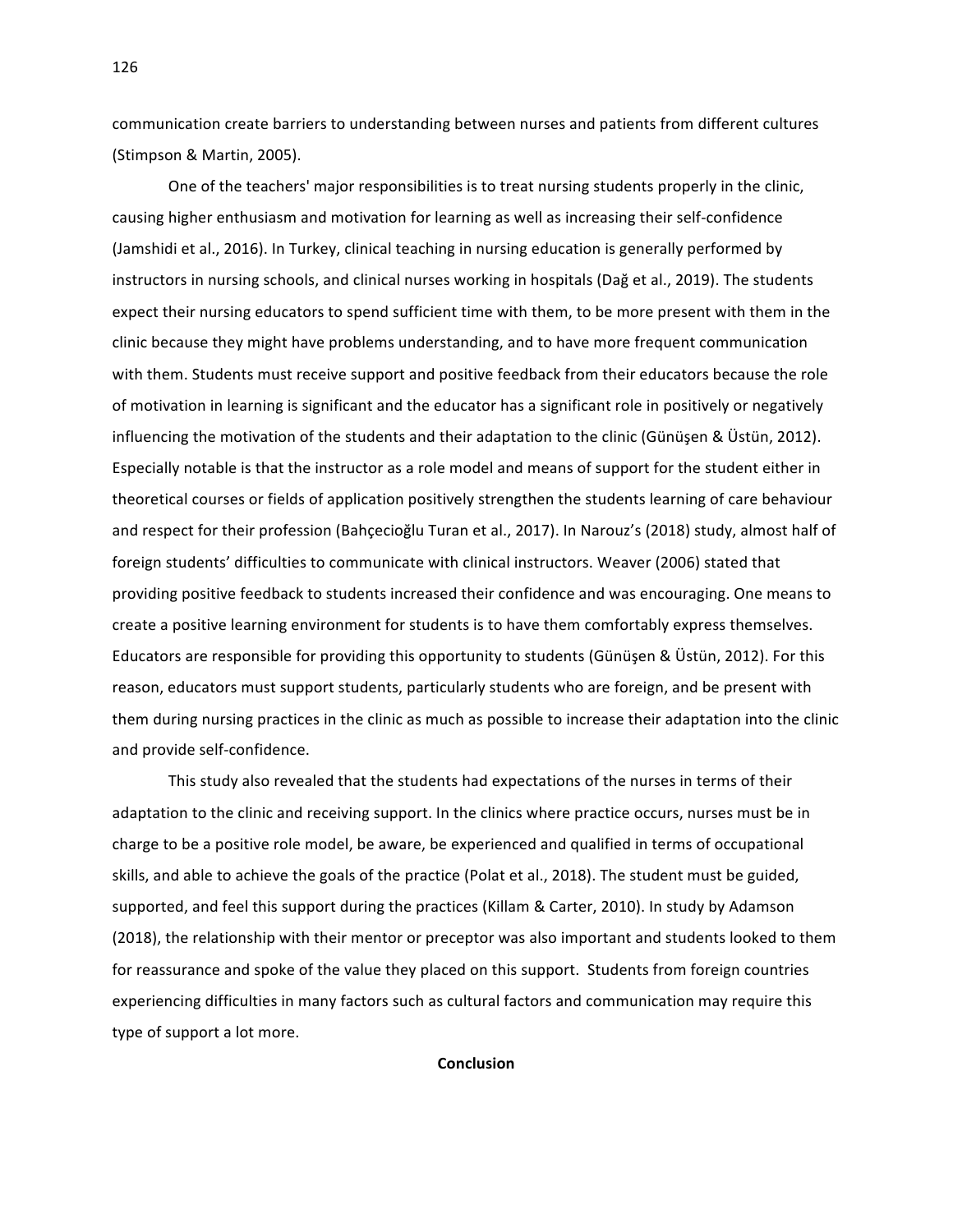communication create barriers to understanding between nurses and patients from different cultures (Stimpson & Martin, 2005).

One of the teachers' major responsibilities is to treat nursing students properly in the clinic, causing higher enthusiasm and motivation for learning as well as increasing their self-confidence (Jamshidi et al., 2016). In Turkey, clinical teaching in nursing education is generally performed by instructors in nursing schools, and clinical nurses working in hospitals (Dağ et al., 2019). The students expect their nursing educators to spend sufficient time with them, to be more present with them in the clinic because they might have problems understanding, and to have more frequent communication with them. Students must receive support and positive feedback from their educators because the role of motivation in learning is significant and the educator has a significant role in positively or negatively influencing the motivation of the students and their adaptation to the clinic (Günüşen & Üstün, 2012). Especially notable is that the instructor as a role model and means of support for the student either in theoretical courses or fields of application positively strengthen the students learning of care behaviour and respect for their profession (Bahçecioğlu Turan et al., 2017). In Narouz's (2018) study, almost half of foreign students' difficulties to communicate with clinical instructors. Weaver (2006) stated that providing positive feedback to students increased their confidence and was encouraging. One means to create a positive learning environment for students is to have them comfortably express themselves. Educators are responsible for providing this opportunity to students (Günüşen & Üstün, 2012). For this reason, educators must support students, particularly students who are foreign, and be present with them during nursing practices in the clinic as much as possible to increase their adaptation into the clinic and provide self-confidence.

This study also revealed that the students had expectations of the nurses in terms of their adaptation to the clinic and receiving support. In the clinics where practice occurs, nurses must be in charge to be a positive role model, be aware, be experienced and qualified in terms of occupational skills, and able to achieve the goals of the practice (Polat et al., 2018). The student must be guided, supported, and feel this support during the practices (Killam & Carter, 2010). In study by Adamson (2018), the relationship with their mentor or preceptor was also important and students looked to them for reassurance and spoke of the value they placed on this support. Students from foreign countries experiencing difficulties in many factors such as cultural factors and communication may require this type of support a lot more.

## Conclusion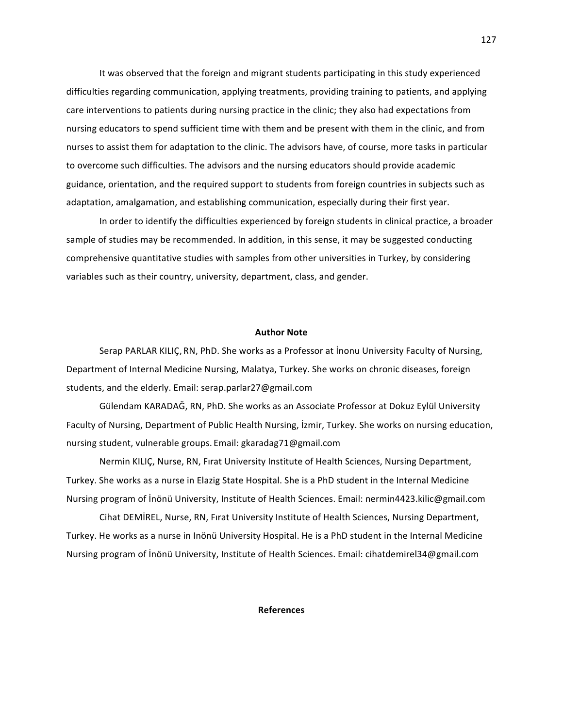It was observed that the foreign and migrant students participating in this study experienced difficulties regarding communication, applying treatments, providing training to patients, and applying care interventions to patients during nursing practice in the clinic; they also had expectations from nursing educators to spend sufficient time with them and be present with them in the clinic, and from nurses to assist them for adaptation to the clinic. The advisors have, of course, more tasks in particular to overcome such difficulties. The advisors and the nursing educators should provide academic guidance, orientation, and the required support to students from foreign countries in subjects such as adaptation, amalgamation, and establishing communication, especially during their first year.

In order to identify the difficulties experienced by foreign students in clinical practice, a broader sample of studies may be recommended. In addition, in this sense, it may be suggested conducting comprehensive quantitative studies with samples from other universities in Turkey, by considering variables such as their country, university, department, class, and gender.

## Author Note

Serap PARLAR KILIÇ, RN, PhD. She works as a Professor at İnonu University Faculty of Nursing, Department of Internal Medicine Nursing, Malatya, Turkey. She works on chronic diseases, foreign students, and the elderly. Email: serap.parlar27@gmail.com

Gülendam KARADAĞ, RN, PhD. She works as an Associate Professor at Dokuz Eylül University Faculty of Nursing, Department of Public Health Nursing, İzmir, Turkey. She works on nursing education, nursing student, vulnerable groups. Email: gkaradag71@gmail.com

Nermin KILIÇ, Nurse, RN, Fırat University Institute of Health Sciences, Nursing Department, Turkey. She works as a nurse in Elazig State Hospital. She is a PhD student in the Internal Medicine Nursing program of İnönü University, Institute of Health Sciences. Email: nermin4423.kilic@gmail.com

Cihat DEMİREL, Nurse, RN, Fırat University Institute of Health Sciences, Nursing Department, Turkey. He works as a nurse in Inönü University Hospital. He is a PhD student in the Internal Medicine Nursing program of İnönü University, Institute of Health Sciences. Email: cihatdemirel34@gmail.com

## References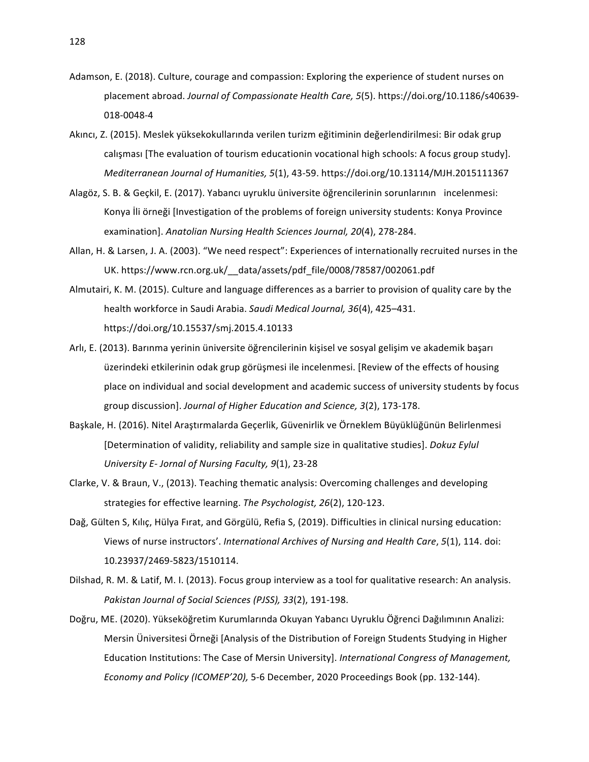Adamson, E. (2018). Culture, courage and compassion: Exploring the experience of student nurses on placement abroad. *Journal of Compassionate Health Care, 5*(5). https://doi.org/10.1186/s40639-018-0048-4

Akıncı, Z. (2015). Meslek yüksekokullarında verilen turizm eğitiminin değerlendirilmesi: Bir odak grup calışması [The evaluation of tourism educationin vocational high schools: A focus group study]. *Mediterranean Journal of Humanities, 5*(1), 43-59. https://doi.org/10.13114/MJH.2015111367

Alagöz, S. B. & Geçkil, E. (2017). Yabancı uyruklu üniversite öğrencilerinin sorunlarının incelenmesi: Konya İli örneği [Investigation of the problems of foreign university students: Konya Province examination]. *Anatolian Nursing Health Sciences Journal, 20*(4), 278-284.

Allan, H. & Larsen, J. A. (2003). "We need respect": Experiences of internationally recruited nurses in the UK. https://www.rcn.org.uk/__data/assets/pdf_file/0008/78587/002061.pdf

Almutairi, K. M. (2015). Culture and language differences as a barrier to provision of quality care by the health workforce in Saudi Arabia. *Saudi Medical Journal, 36*(4), 425–431. https://doi.org/10.15537/smj.2015.4.10133

Arlı, E. (2013). Barınma yerinin üniversite öğrencilerinin kişisel ve sosyal gelişim ve akademik başarı üzerindeki etkilerinin odak grup görüşmesi ile incelenmesi. [Review of the effects of housing place on individual and social development and academic success of university students by focus group discussion]. *Journal of Higher Education and Science, 3*(2), 173-178.

Başkale, H. (2016). Nitel Araştırmalarda Geçerlik, Güvenirlik ve Örneklem Büyüklüğünün Belirlenmesi [Determination of validity, reliability and sample size in qualitative studies]. *Dokuz Eylul University E- Jornal of Nursing Faculty, 9*(1), 23-28

Clarke, V. & Braun, V., (2013). Teaching thematic analysis: Overcoming challenges and developing strategies for effective learning. *The Psychologist, 26*(2), 120-123.

Dağ, Gülten S, Kılıç, Hülya Fırat, and Görgülü, Refia S, (2019). Difficulties in clinical nursing education: Views of nurse instructors'. *International Archives of Nursing and Health Care*, *5*(1), 114. doi: 10.23937/2469-5823/1510114.

Dilshad, R. M. & Latif, M. I. (2013). Focus group interview as a tool for qualitative research: An analysis. *Pakistan Journal of Social Sciences (PJSS), 33*(2), 191-198.

Doğru, ME. (2020). Yükseköğretim Kurumlarında Okuyan Yabancı Uyruklu Öğrenci Dağılımının Analizi: Mersin Üniversitesi Örneği [Analysis of the Distribution of Foreign Students Studying in Higher Education Institutions: The Case of Mersin University]. *International Congress of Management, Economy and Policy (ICOMEP'20),* 5-6 December, 2020 Proceedings Book (pp. 132-144).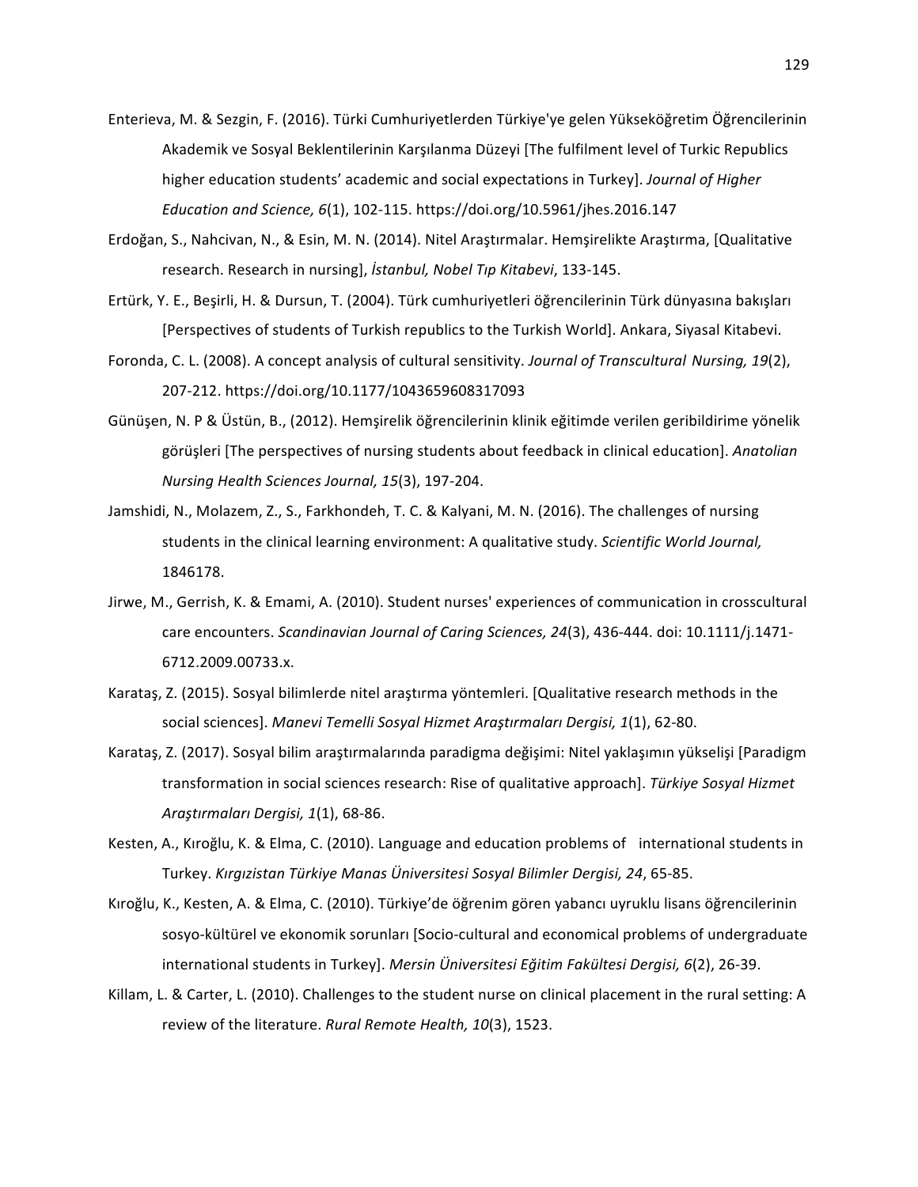Enterieva, M. & Sezgin, F. (2016). Türki Cumhuriyetlerden Türkiye'ye gelen Yükseköğretim Öğrencilerinin Akademik ve Sosyal Beklentilerinin Karşılanma Düzeyi [The fulfilment level of Turkic Republics higher education students' academic and social expectations in Turkey]. *Journal of Higher Education and Science, 6*(1), 102-115. https://doi.org/10.5961/jhes.2016.147

Erdoğan, S., Nahcivan, N., & Esin, M. N. (2014). Nitel Araştırmalar. Hemşirelikte Araştırma, [Qualitative research. Research in nursing], *İstanbul, Nobel Tıp Kitabevi*, 133-145.

Ertürk, Y. E., Beşirli, H. & Dursun, T. (2004). Türk cumhuriyetleri öğrencilerinin Türk dünyasına bakışları [Perspectives of students of Turkish republics to the Turkish World]. Ankara, Siyasal Kitabevi.

Foronda, C. L. (2008). A concept analysis of cultural sensitivity. *Journal of Transcultural Nursing, 19*(2), 207-212. https://doi.org/10.1177/1043659608317093

Günüşen, N. P & Üstün, B., (2012). Hemşirelik öğrencilerinin klinik eğitimde verilen geribildirime yönelik görüşleri [The perspectives of nursing students about feedback in clinical education]. *Anatolian Nursing Health Sciences Journal, 15*(3), 197-204.

Jamshidi, N., Molazem, Z., S., Farkhondeh, T. C. & Kalyani, M. N. (2016). The challenges of nursing students in the clinical learning environment: A qualitative study. *Scientific World Journal,* 1846178.

Jirwe, M., Gerrish, K. & Emami, A. (2010). Student nurses' experiences of communication in crosscultural care encounters. *Scandinavian Journal of Caring Sciences, 24*(3), 436-444. doi: 10.1111/j.1471-6712.2009.00733.x.

Karataş, Z. (2015). Sosyal bilimlerde nitel araştırma yöntemleri. [Qualitative research methods in the social sciences]. *Manevi Temelli Sosyal Hizmet Araştırmaları Dergisi, 1*(1), 62-80.

Karataş, Z. (2017). Sosyal bilim araştırmalarında paradigma değişimi: Nitel yaklaşımın yükselişi [Paradigm transformation in social sciences research: Rise of qualitative approach]. *Türkiye Sosyal Hizmet Araştırmaları Dergisi, 1*(1), 68-86.

Kesten, A., Kıroğlu, K. & Elma, C. (2010). Language and education problems of international students in Turkey. *Kırgızistan Türkiye Manas Üniversitesi Sosyal Bilimler Dergisi, 24*, 65-85.

Kıroğlu, K., Kesten, A. & Elma, C. (2010). Türkiye'de öğrenim gören yabancı uyruklu lisans öğrencilerinin sosyo-kültürel ve ekonomik sorunları [Socio-cultural and economical problems of undergraduate international students in Turkey]. *Mersin Üniversitesi Eğitim Fakültesi Dergisi, 6*(2), 26-39.

Killam, L. & Carter, L. (2010). Challenges to the student nurse on clinical placement in the rural setting: A review of the literature. *Rural Remote Health, 10*(3), 1523.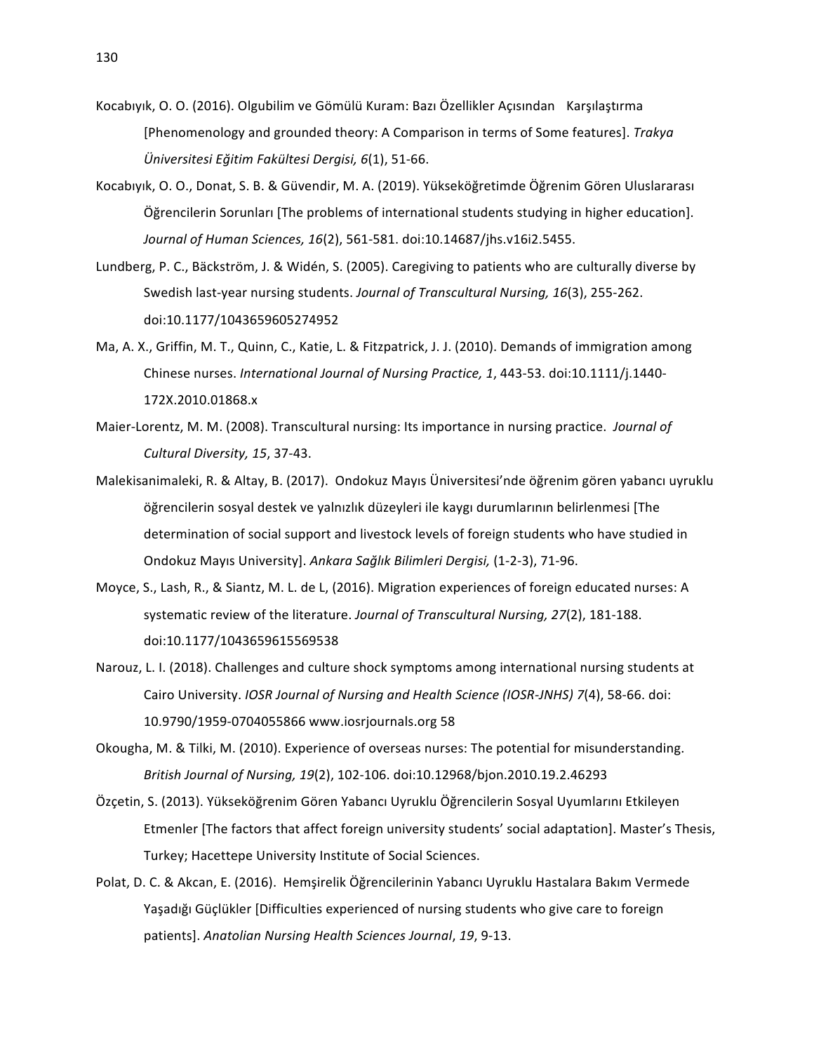Kocabıyık, O. O. (2016). Olgubilim ve Gömülü Kuram: Bazı Özellikler Açısından Karşılaştırma [Phenomenology and grounded theory: A Comparison in terms of Some features]. *Trakya Üniversitesi Eğitim Fakültesi Dergisi, 6*(1), 51-66.

Kocabıyık, O. O., Donat, S. B. & Güvendir, M. A. (2019). Yükseköğretimde Öğrenim Gören Uluslararası Öğrencilerin Sorunları [The problems of international students studying in higher education]. *Journal of Human Sciences, 16*(2), 561-581. doi:10.14687/jhs.v16i2.5455.

Lundberg, P. C., Bäckström, J. & Widén, S. (2005). Caregiving to patients who are culturally diverse by Swedish last-year nursing students. *Journal of Transcultural Nursing, 16*(3), 255-262. doi:10.1177/1043659605274952

Ma, A. X., Griffin, M. T., Quinn, C., Katie, L. & Fitzpatrick, J. J. (2010). Demands of immigration among Chinese nurses. *International Journal of Nursing Practice, 1*, 443-53. doi:10.1111/j.1440-172X.2010.01868.x

Maier-Lorentz, M. M. (2008). Transcultural nursing: Its importance in nursing practice. *Journal of Cultural Diversity, 15*, 37-43.

Malekisanimaleki, R. & Altay, B. (2017). Ondokuz Mayıs Üniversitesi'nde öğrenim gören yabancı uyruklu öğrencilerin sosyal destek ve yalnızlık düzeyleri ile kaygı durumlarının belirlenmesi [The determination of social support and livestock levels of foreign students who have studied in Ondokuz Mayıs University]. *Ankara Sağlık Bilimleri Dergisi,* (1-2-3), 71-96.

Moyce, S., Lash, R., & Siantz, M. L. de L, (2016). Migration experiences of foreign educated nurses: A systematic review of the literature. *Journal of Transcultural Nursing, 27*(2), 181-188. doi:10.1177/1043659615569538

Narouz, L. I. (2018). Challenges and culture shock symptoms among international nursing students at Cairo University. *IOSR Journal of Nursing and Health Science (IOSR-JNHS) 7*(4), 58-66. doi: 10.9790/1959-0704055866 www.iosrjournals.org 58

Okougha, M. & Tilki, M. (2010). Experience of overseas nurses: The potential for misunderstanding. *British Journal of Nursing, 19*(2), 102-106. doi:10.12968/bjon.2010.19.2.46293

Özçetin, S. (2013). Yükseköğrenim Gören Yabancı Uyruklu Öğrencilerin Sosyal Uyumlarını Etkileyen Etmenler [The factors that affect foreign university students' social adaptation]. Master's Thesis, Turkey; Hacettepe University Institute of Social Sciences.

Polat, D. C. & Akcan, E. (2016). Hemşirelik Öğrencilerinin Yabancı Uyruklu Hastalara Bakım Vermede Yaşadığı Güçlükler [Difficulties experienced of nursing students who give care to foreign patients]. *Anatolian Nursing Health Sciences Journal*, *19*, 9-13.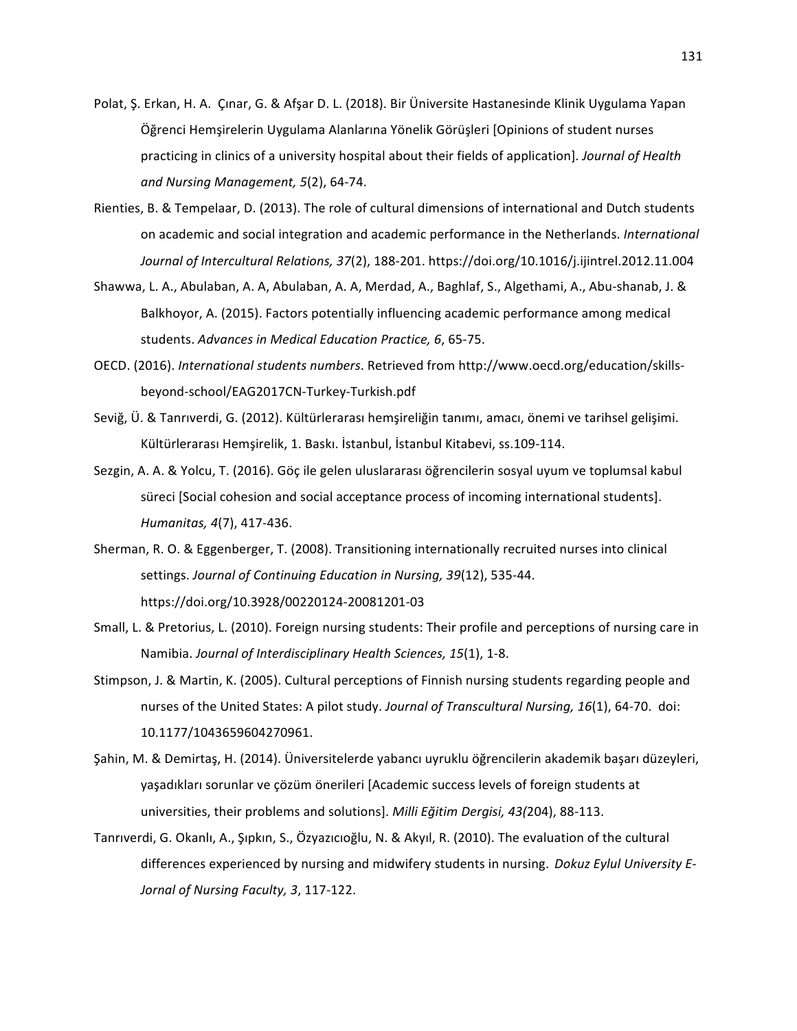Polat, Ş. Erkan, H. A. Çınar, G. & Afşar D. L. (2018). Bir Üniversite Hastanesinde Klinik Uygulama Yapan Öğrenci Hemşirelerin Uygulama Alanlarına Yönelik Görüşleri [Opinions of student nurses practicing in clinics of a university hospital about their fields of application]. *Journal of Health and Nursing Management, 5*(2), 64-74.

Rienties, B. & Tempelaar, D. (2013). The role of cultural dimensions of international and Dutch students on academic and social integration and academic performance in the Netherlands. *International Journal of Intercultural Relations, 37*(2), 188-201. https://doi.org/10.1016/j.ijintrel.2012.11.004

Shawwa, L. A., Abulaban, A. A, Abulaban, A. A, Merdad, A., Baghlaf, S., Algethami, A., Abu-shanab, J. & Balkhoyor, A. (2015). Factors potentially influencing academic performance among medical students. *Advances in Medical Education Practice, 6*, 65-75.

OECD. (2016). *International students numbers*. Retrieved from http://www.oecd.org/education/skills-beyond-school/EAG2017CN-Turkey-Turkish.pdf

Seviğ, Ü. & Tanrıverdi, G. (2012). Kültürlerarası hemşireliğin tanımı, amacı, önemi ve tarihsel gelişimi. Kültürlerarası Hemşirelik, 1. Baskı. İstanbul, İstanbul Kitabevi, ss.109-114.

Sezgin, A. A. & Yolcu, T. (2016). Göç ile gelen uluslararası öğrencilerin sosyal uyum ve toplumsal kabul süreci [Social cohesion and social acceptance process of incoming international students]. *Humanitas, 4*(7), 417-436.

Sherman, R. O. & Eggenberger, T. (2008). Transitioning internationally recruited nurses into clinical settings. *Journal of Continuing Education in Nursing, 39*(12), 535-44. https://doi.org/10.3928/00220124-20081201-03

Small, L. & Pretorius, L. (2010). Foreign nursing students: Their profile and perceptions of nursing care in Namibia. *Journal of Interdisciplinary Health Sciences, 15*(1), 1-8.

Stimpson, J. & Martin, K. (2005). Cultural perceptions of Finnish nursing students regarding people and nurses of the United States: A pilot study. *Journal of Transcultural Nursing, 16*(1), 64-70. doi: 10.1177/1043659604270961.

Şahin, M. & Demirtaş, H. (2014). Üniversitelerde yabancı uyruklu öğrencilerin akademik başarı düzeyleri, yaşadıkları sorunlar ve çözüm önerileri [Academic success levels of foreign students at universities, their problems and solutions]. *Milli Eğitim Dergisi, 43(*204), 88-113.

Tanrıverdi, G. Okanlı, A., Şıpkın, S., Özyazıcıoğlu, N. & Akyıl, R. (2010). The evaluation of the cultural differences experienced by nursing and midwifery students in nursing. *Dokuz Eylul University E-Jornal of Nursing Faculty, 3*, 117-122.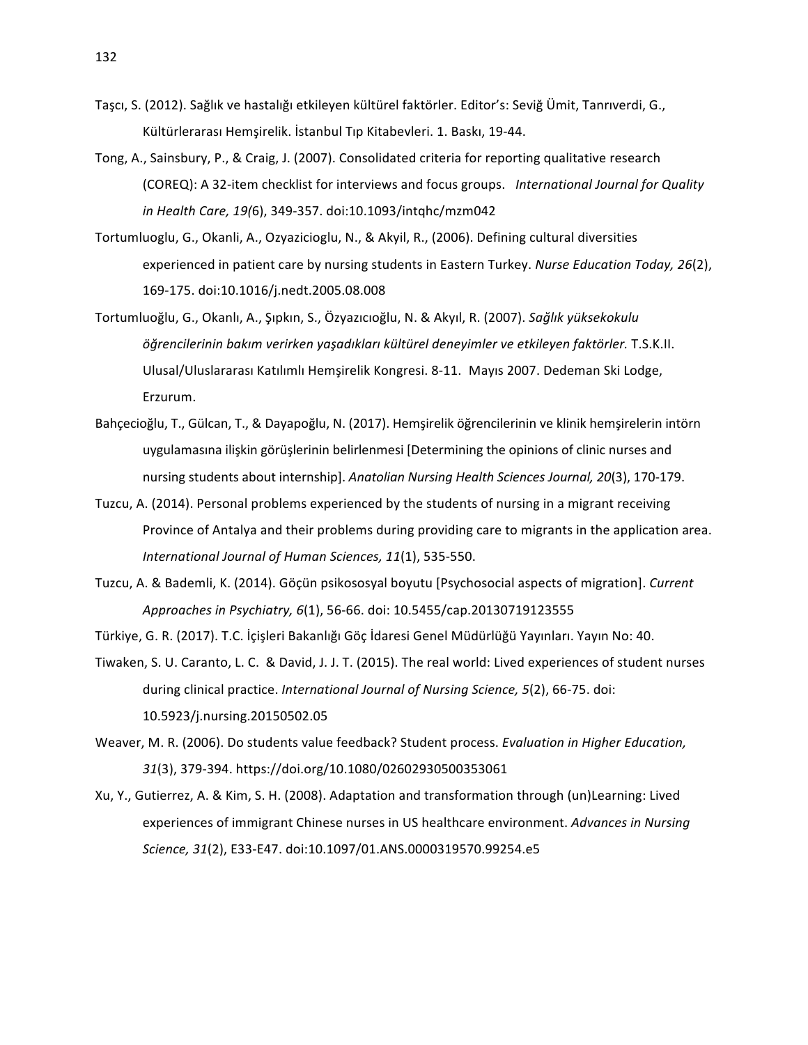Taşcı, S. (2012). Sağlık ve hastalığı etkileyen kültürel faktörler. Editor's: Seviğ Ümit, Tanrıverdi, G., Kültürlerarası Hemşirelik. İstanbul Tıp Kitabevleri. 1. Baskı, 19-44.

Tong, A., Sainsbury, P., & Craig, J. (2007). Consolidated criteria for reporting qualitative research (COREQ): A 32-item checklist for interviews and focus groups. *International Journal for Quality in Health Care, 19(*6), 349-357. doi:10.1093/intqhc/mzm042

Tortumluoglu, G., Okanli, A., Ozyazicioglu, N., & Akyil, R., (2006). Defining cultural diversities experienced in patient care by nursing students in Eastern Turkey. *Nurse Education Today, 26*(2), 169-175. doi:10.1016/j.nedt.2005.08.008

Tortumluoğlu, G., Okanlı, A., Şıpkın, S., Özyazıcıoğlu, N. & Akyıl, R. (2007). *Sağlık yüksekokulu öğrencilerinin bakım verirken yaşadıkları kültürel deneyimler ve etkileyen faktörler.* T.S.K.II. Ulusal/Uluslararası Katılımlı Hemşirelik Kongresi. 8-11. Mayıs 2007. Dedeman Ski Lodge, Erzurum.

Bahçecioğlu, T., Gülcan, T., & Dayapoğlu, N. (2017). Hemşirelik öğrencilerinin ve klinik hemşirelerin intörn uygulamasına ilişkin görüşlerinin belirlenmesi [Determining the opinions of clinic nurses and nursing students about internship]. *Anatolian Nursing Health Sciences Journal, 20*(3), 170-179.

Tuzcu, A. (2014). Personal problems experienced by the students of nursing in a migrant receiving Province of Antalya and their problems during providing care to migrants in the application area. *International Journal of Human Sciences, 11*(1), 535-550.

Tuzcu, A. & Bademli, K. (2014). Göçün psikososyal boyutu [Psychosocial aspects of migration]. *Current Approaches in Psychiatry, 6*(1), 56-66. doi: 10.5455/cap.20130719123555

Türkiye, G. R. (2017). T.C. İçişleri Bakanlığı Göç İdaresi Genel Müdürlüğü Yayınları. Yayın No: 40.

Tiwaken, S. U. Caranto, L. C. & David, J. J. T. (2015). The real world: Lived experiences of student nurses during clinical practice. *International Journal of Nursing Science, 5*(2), 66-75. doi: 10.5923/j.nursing.20150502.05

Weaver, M. R. (2006). Do students value feedback? Student process. *Evaluation in Higher Education, 31*(3), 379-394. https://doi.org/10.1080/02602930500353061

Xu, Y., Gutierrez, A. & Kim, S. H. (2008). Adaptation and transformation through (un)Learning: Lived experiences of immigrant Chinese nurses in US healthcare environment. *Advances in Nursing Science, 31*(2), E33-E47. doi:10.1097/01.ANS.0000319570.99254.e5